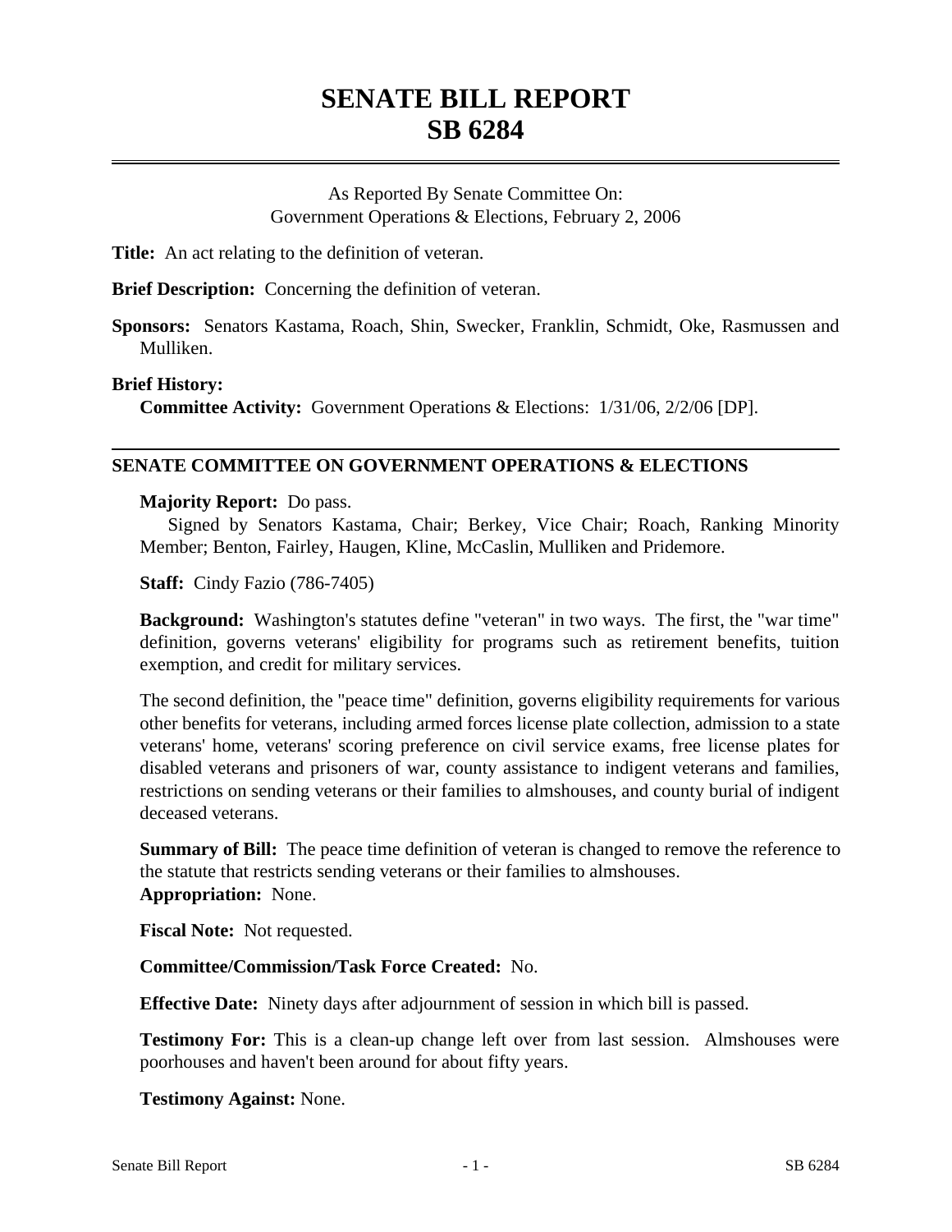# SENATE BILL REPORT
# SB 6284

As Reported By Senate Committee On:
Government Operations & Elections, February 2, 2006

**Title:** An act relating to the definition of veteran.

**Brief Description:** Concerning the definition of veteran.

**Sponsors:** Senators Kastama, Roach, Shin, Swecker, Franklin, Schmidt, Oke, Rasmussen and Mulliken.

**Brief History:**

**Committee Activity:** Government Operations & Elections: 1/31/06, 2/2/06 [DP].

## SENATE COMMITTEE ON GOVERNMENT OPERATIONS & ELECTIONS

**Majority Report:** Do pass.

Signed by Senators Kastama, Chair; Berkey, Vice Chair; Roach, Ranking Minority Member; Benton, Fairley, Haugen, Kline, McCaslin, Mulliken and Pridemore.

**Staff:** Cindy Fazio (786-7405)

**Background:** Washington's statutes define "veteran" in two ways. The first, the "war time" definition, governs veterans' eligibility for programs such as retirement benefits, tuition exemption, and credit for military services.

The second definition, the "peace time" definition, governs eligibility requirements for various other benefits for veterans, including armed forces license plate collection, admission to a state veterans' home, veterans' scoring preference on civil service exams, free license plates for disabled veterans and prisoners of war, county assistance to indigent veterans and families, restrictions on sending veterans or their families to almshouses, and county burial of indigent deceased veterans.

**Summary of Bill:** The peace time definition of veteran is changed to remove the reference to the statute that restricts sending veterans or their families to almshouses.

**Appropriation:** None.

**Fiscal Note:** Not requested.

**Committee/Commission/Task Force Created:** No.

**Effective Date:** Ninety days after adjournment of session in which bill is passed.

**Testimony For:** This is a clean-up change left over from last session. Almshouses were poorhouses and haven't been around for about fifty years.

**Testimony Against:** None.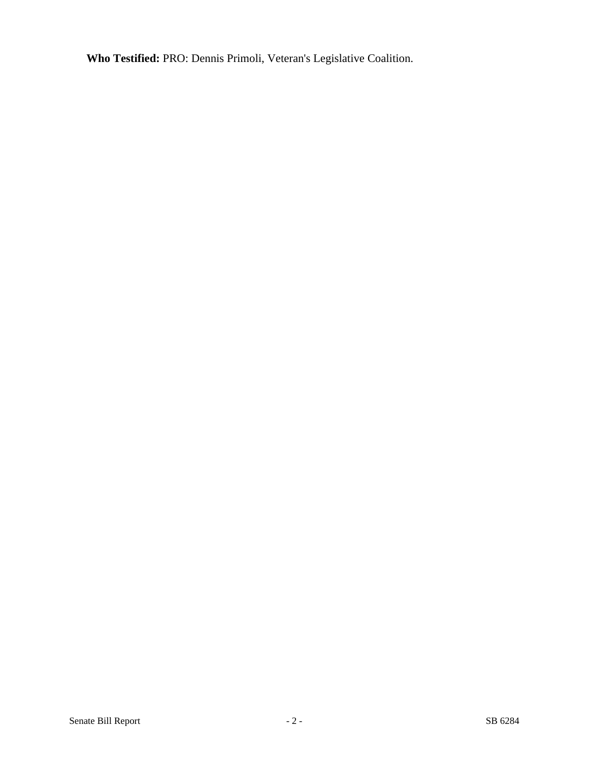**Who Testified:** PRO: Dennis Primoli, Veteran's Legislative Coalition.